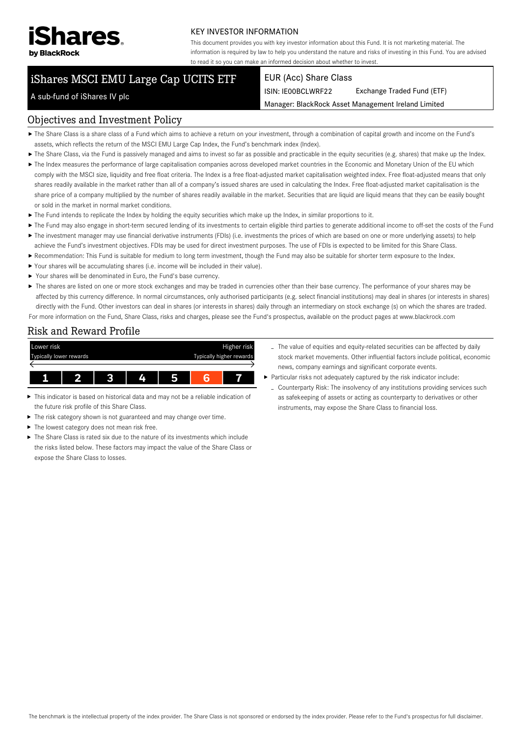**iShares by BlackRock**

KEY INVESTOR INFORMATION

This document provides you with key investor information about this Fund. It is not marketing material. The information is required by law to help you understand the nature and risks of investing in this Fund. You are advised to read it so you can make an informed decision about whether to invest.

# iShares MSCI EMU Large Cap UCITS ETF

A sub-fund of iShares IV plc

EUR (Acc) Share Class

ISIN: IE00BCLWRF22 | Exchange Traded Fund (ETF)

Manager: BlackRock Asset Management Ireland Limited

## Objectives and Investment Policy

- The Share Class is a share class of a Fund which aims to achieve a return on your investment, through a combination of capital growth and income on the Fund's assets, which reflects the return of the MSCI EMU Large Cap Index, the Fund's benchmark index (Index).
- The Share Class, via the Fund is passively managed and aims to invest so far as possible and practicable in the equity securities (e.g. shares) that make up the Index.
- The Index measures the performance of large capitalisation companies across developed market countries in the Economic and Monetary Union of the EU which comply with the MSCI size, liquidity and free float criteria. The Index is a free float-adjusted market capitalisation weighted index. Free float-adjusted means that only shares readily available in the market rather than all of a company's issued shares are used in calculating the Index. Free float-adjusted market capitalisation is the share price of a company multiplied by the number of shares readily available in the market. Securities that are liquid are liquid means that they can be easily bought or sold in the market in normal market conditions.
- The Fund intends to replicate the Index by holding the equity securities which make up the Index, in similar proportions to it.
- The Fund may also engage in short-term secured lending of its investments to certain eligible third parties to generate additional income to off-set the costs of the Fund
- The investment manager may use financial derivative instruments (FDIs) (i.e. investments the prices of which are based on one or more underlying assets) to help achieve the Fund's investment objectives. FDIs may be used for direct investment purposes. The use of FDIs is expected to be limited for this Share Class.
- Recommendation: This Fund is suitable for medium to long term investment, though the Fund may also be suitable for shorter term exposure to the Index.
- Your shares will be accumulating shares (i.e. income will be included in their value).
- Your shares will be denominated in Euro, the Fund's base currency.
- The shares are listed on one or more stock exchanges and may be traded in currencies other than their base currency. The performance of your shares may be affected by this currency difference. In normal circumstances, only authorised participants (e.g. select financial institutions) may deal in shares (or interests in shares) directly with the Fund. Other investors can deal in shares (or interests in shares) daily through an intermediary on stock exchange (s) on which the shares are traded.

For more information on the Fund, Share Class, risks and charges, please see the Fund's prospectus, available on the product pages at www.blackrock.com

## Risk and Reward Profile

| Lower risk / Typically lower rewards | | | | | | Higher risk / Typically higher rewards |
|---|---|---|---|---|---|---|
| 1 | 2 | 3 | 4 | 5 | **6** | 7 |

- This indicator is based on historical data and may not be a reliable indication of the future risk profile of this Share Class.
- The risk category shown is not guaranteed and may change over time.
- The lowest category does not mean risk free.
- The Share Class is rated six due to the nature of its investments which include the risks listed below. These factors may impact the value of the Share Class or expose the Share Class to losses.
  - The value of equities and equity-related securities can be affected by daily stock market movements. Other influential factors include political, economic news, company earnings and significant corporate events.
- Particular risks not adequately captured by the risk indicator include:
  - Counterparty Risk: The insolvency of any institutions providing services such as safekeeping of assets or acting as counterparty to derivatives or other instruments, may expose the Share Class to financial loss.

The benchmark is the intellectual property of the index provider. The Share Class is not sponsored or endorsed by the index provider. Please refer to the Fund's prospectus for full disclaimer.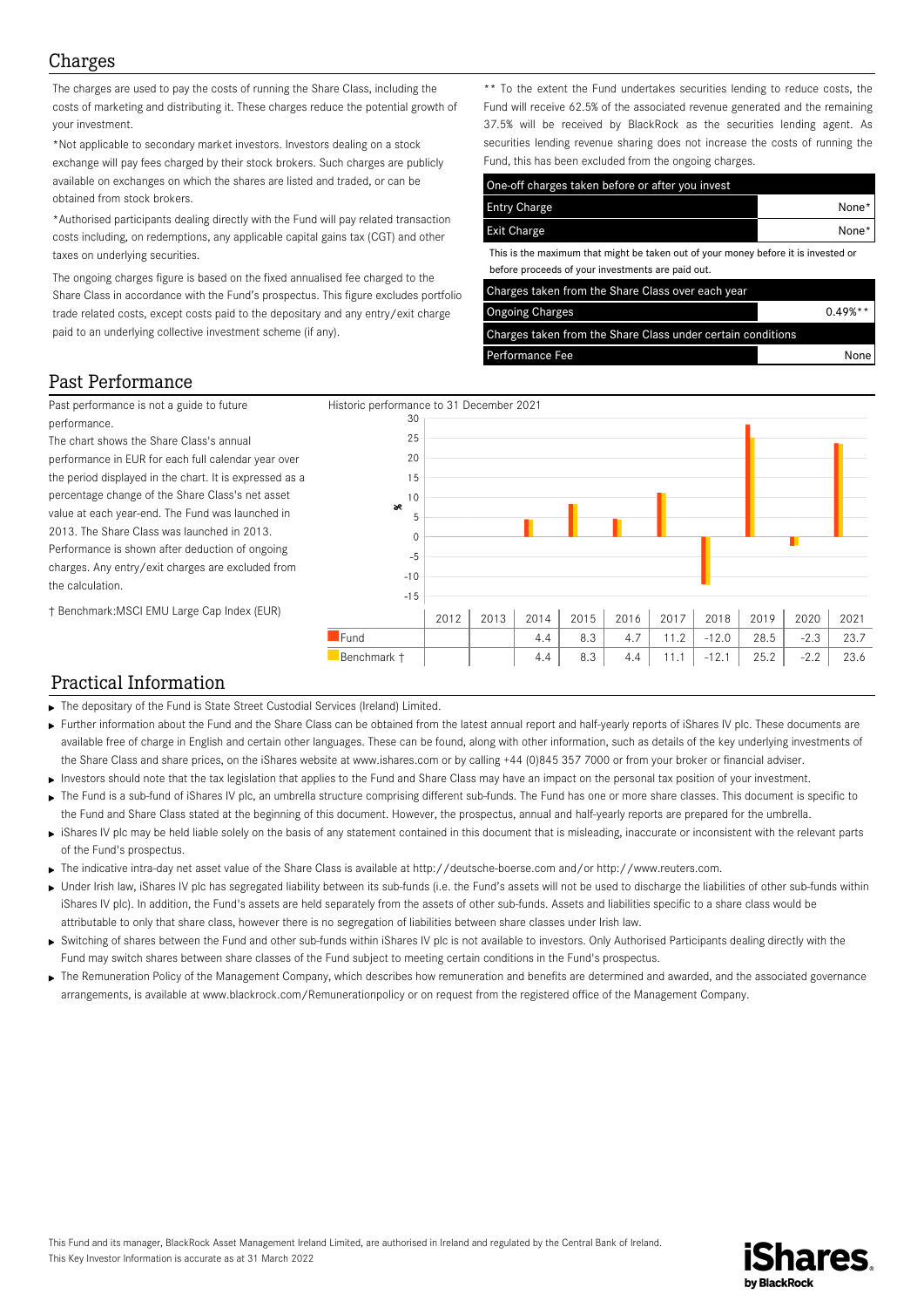## Charges

The charges are used to pay the costs of running the Share Class, including the costs of marketing and distributing it. These charges reduce the potential growth of your investment.

*Not applicable to secondary market investors. Investors dealing on a stock exchange will pay fees charged by their stock brokers. Such charges are publicly available on exchanges on which the shares are listed and traded, or can be obtained from stock brokers.

*Authorised participants dealing directly with the Fund will pay related transaction costs including, on redemptions, any applicable capital gains tax (CGT) and other taxes on underlying securities.

The ongoing charges figure is based on the fixed annualised fee charged to the Share Class in accordance with the Fund's prospectus. This figure excludes portfolio trade related costs, except costs paid to the depositary and any entry/exit charge paid to an underlying collective investment scheme (if any).

** To the extent the Fund undertakes securities lending to reduce costs, the Fund will receive 62.5% of the associated revenue generated and the remaining 37.5% will be received by BlackRock as the securities lending agent. As securities lending revenue sharing does not increase the costs of running the Fund, this has been excluded from the ongoing charges.

| One-off charges taken before or after you invest | |
|---|---|
| Entry Charge | None* |
| Exit Charge | None* |

This is the maximum that might be taken out of your money before it is invested or before proceeds of your investments are paid out.

| Charges taken from the Share Class over each year | |
|---|---|
| Ongoing Charges | 0.49%** |

| Charges taken from the Share Class under certain conditions | |
|---|---|
| Performance Fee | None |

## Past Performance

Past performance is not a guide to future performance.

The chart shows the Share Class's annual performance in EUR for each full calendar year over the period displayed in the chart. It is expressed as a percentage change of the Share Class's net asset value at each year-end. The Fund was launched in 2013. The Share Class was launched in 2013.

Performance is shown after deduction of ongoing charges. Any entry/exit charges are excluded from the calculation.

† Benchmark:MSCI EMU Large Cap Index (EUR)

Historic performance to 31 December 2021

%

30
25
20
15
10
5
0
-5
-10
-15

| | 2012 | 2013 | 2014 | 2015 | 2016 | 2017 | 2018 | 2019 | 2020 | 2021 |
|---|---|---|---|---|---|---|---|---|---|---|
| Fund | | | 4.4 | 8.3 | 4.7 | 11.2 | -12.0 | 28.5 | -2.3 | 23.7 |
| Benchmark † | | | 4.4 | 8.3 | 4.4 | 11.1 | -12.1 | 25.2 | -2.2 | 23.6 |

## Practical Information

- The depositary of the Fund is State Street Custodial Services (Ireland) Limited.
- Further information about the Fund and the Share Class can be obtained from the latest annual report and half-yearly reports of iShares IV plc. These documents are available free of charge in English and certain other languages. These can be found, along with other information, such as details of the key underlying investments of the Share Class and share prices, on the iShares website at www.ishares.com or by calling +44 (0)845 357 7000 or from your broker or financial adviser.
- Investors should note that the tax legislation that applies to the Fund and Share Class may have an impact on the personal tax position of your investment.
- The Fund is a sub-fund of iShares IV plc, an umbrella structure comprising different sub-funds. The Fund has one or more share classes. This document is specific to the Fund and Share Class stated at the beginning of this document. However, the prospectus, annual and half-yearly reports are prepared for the umbrella.
- iShares IV plc may be held liable solely on the basis of any statement contained in this document that is misleading, inaccurate or inconsistent with the relevant parts of the Fund's prospectus.
- The indicative intra-day net asset value of the Share Class is available at http://deutsche-boerse.com and/or http://www.reuters.com.
- Under Irish law, iShares IV plc has segregated liability between its sub-funds (i.e. the Fund's assets will not be used to discharge the liabilities of other sub-funds within iShares IV plc). In addition, the Fund's assets are held separately from the assets of other sub-funds. Assets and liabilities specific to a share class would be attributable to only that share class, however there is no segregation of liabilities between share classes under Irish law.
- Switching of shares between the Fund and other sub-funds within iShares IV plc is not available to investors. Only Authorised Participants dealing directly with the Fund may switch shares between share classes of the Fund subject to meeting certain conditions in the Fund's prospectus.
- The Remuneration Policy of the Management Company, which describes how remuneration and benefits are determined and awarded, and the associated governance arrangements, is available at www.blackrock.com/Remunerationpolicy or on request from the registered office of the Management Company.

This Fund and its manager, BlackRock Asset Management Ireland Limited, are authorised in Ireland and regulated by the Central Bank of Ireland.
This Key Investor Information is accurate as at 31 March 2022

iShares by BlackRock